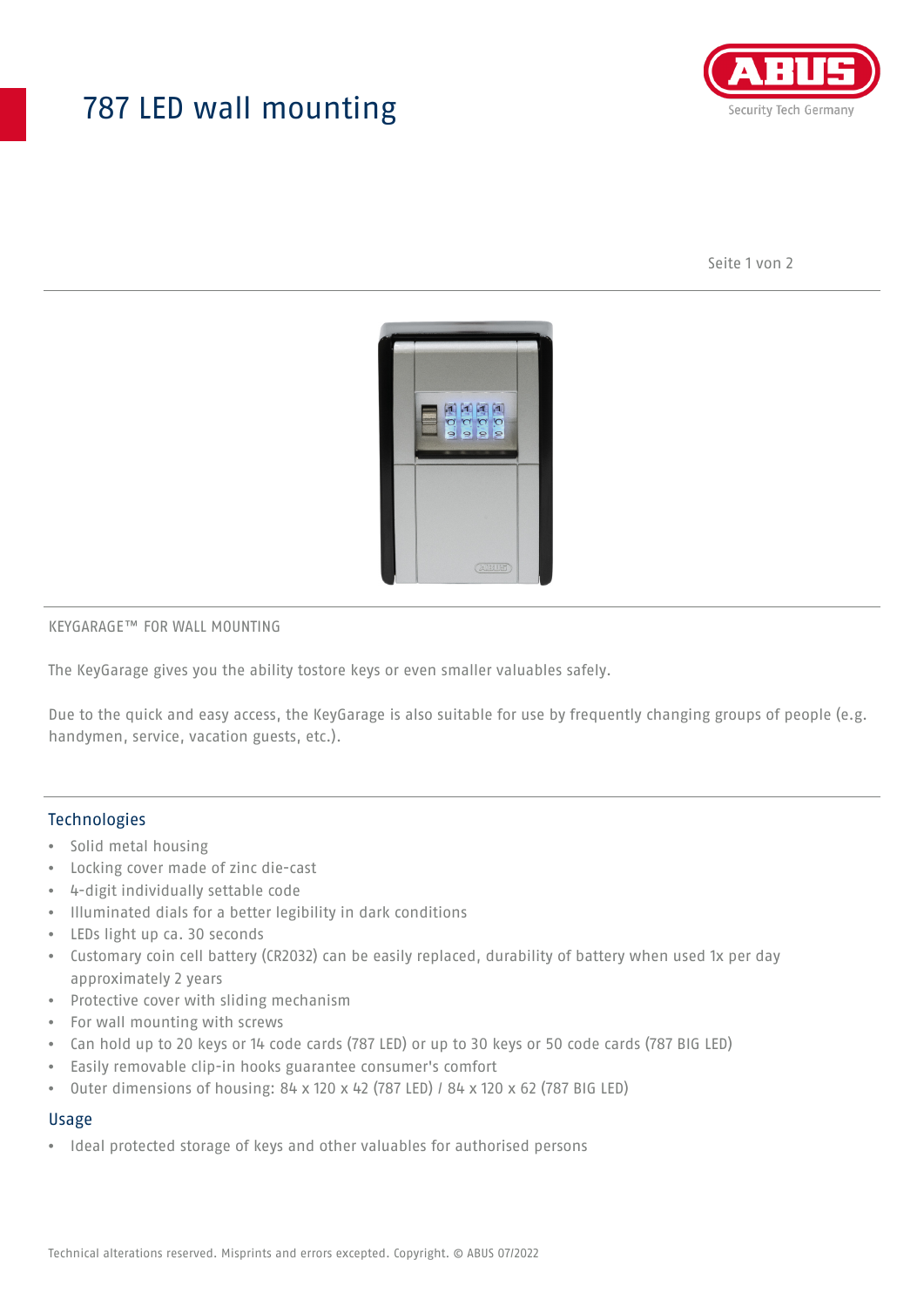# 787 LED wall mounting

KEYGARAGE™ FOR WALL MOUNTING

The KeyGarage gives you the ability tostore keys or even smaller valuables safely.

Due to the quick and easy access, the KeyGarage is also suitable for use by frequently changing groups of people (e.g. handymen, service, vacation guests, etc.).

## Technologies

- Solid metal housing
- Locking cover made of zinc die-cast
- 4-digit individually settable code
- Illuminated dials for a better legibility in dark conditions
- LEDs light up ca. 30 seconds
- Customary coin cell battery (CR2032) can be easily replaced, durability of battery when used 1x per day approximately 2 years
- Protective cover with sliding mechanism
- For wall mounting with screws
- Can hold up to 20 keys or 14 code cards (787 LED) or up to 30 keys or 50 code cards (787 BIG LED)
- Easily removable clip-in hooks guarantee consumer's comfort
- Outer dimensions of housing: 84 x 120 x 42 (787 LED) / 84 x 120 x 62 (787 BIG LED)

## Usage

- Ideal protected storage of keys and other valuables for authorised persons

Technical alterations reserved. Misprints and errors excepted. Copyright. © ABUS 07/2022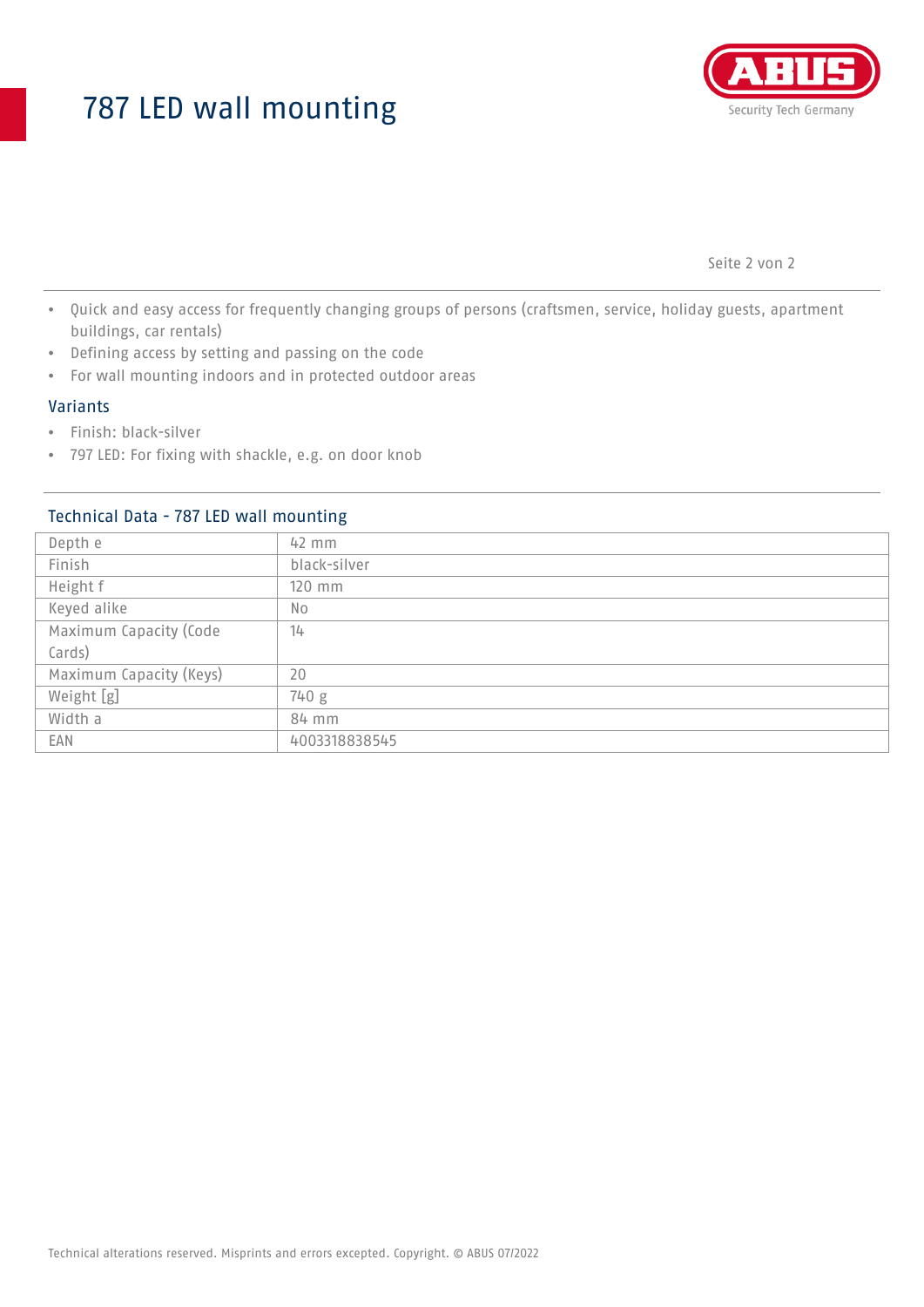- Quick and easy access for frequently changing groups of persons (craftsmen, service, holiday guests, apartment buildings, car rentals)
- Defining access by setting and passing on the code
- For wall mounting indoors and in protected outdoor areas

## Variants

- Finish: black-silver
- 797 LED: For fixing with shackle, e.g. on door knob

## Technical Data - 787 LED wall mounting

| | |
|---|---|
| Depth e | 42 mm |
| Finish | black-silver |
| Height f | 120 mm |
| Keyed alike | No |
| Maximum Capacity (Code Cards) | 14 |
| Maximum Capacity (Keys) | 20 |
| Weight [g] | 740 g |
| Width a | 84 mm |
| EAN | 4003318838545 |

Technical alterations reserved. Misprints and errors excepted. Copyright. © ABUS 07/2022